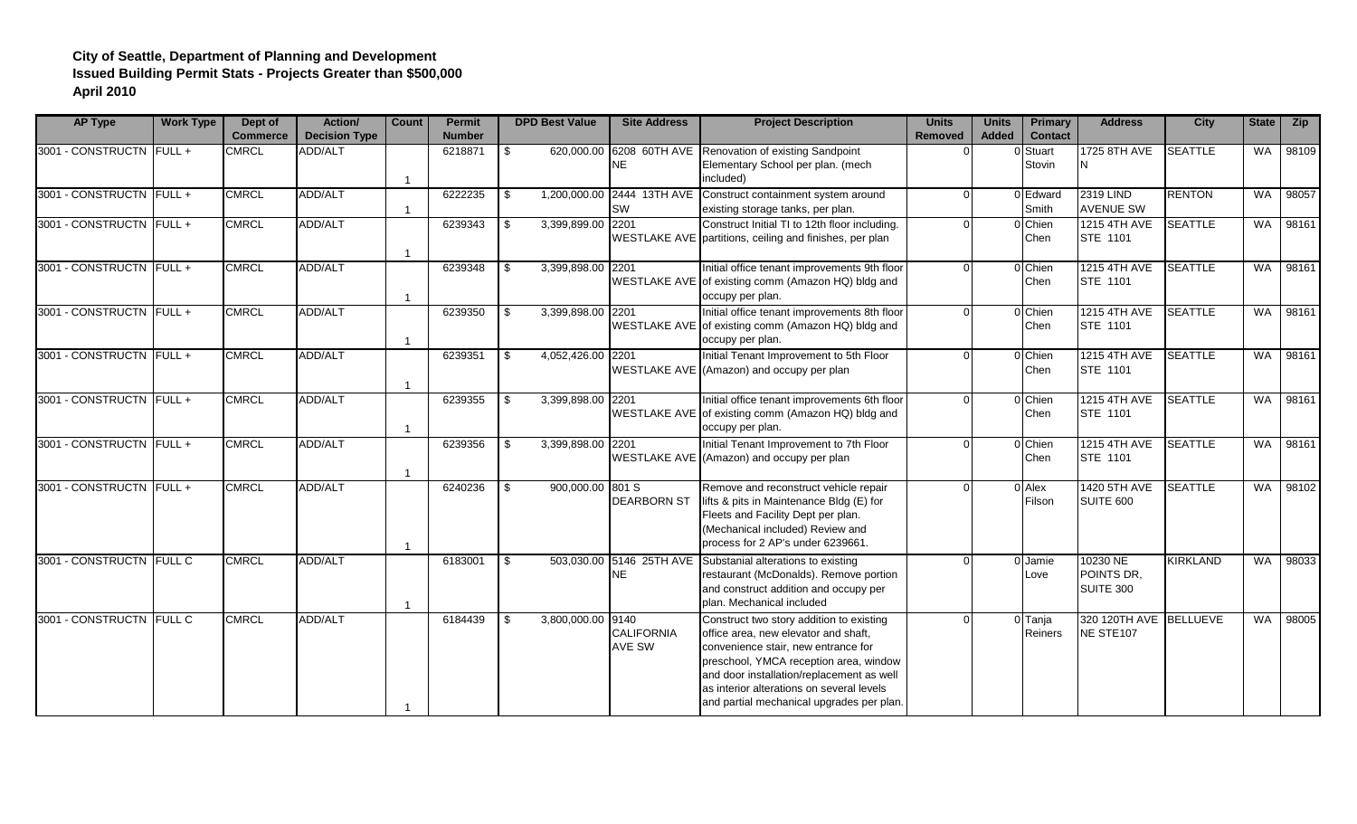**City of Seattle, Department of Planning and Development**
**Issued Building Permit Stats - Projects Greater than $500,000**
**April 2010**

| AP Type | Work Type | Dept of Commerce | Action/ Decision Type | Count | Permit Number | DPD Best Value | Site Address | Project Description | Units Removed | Units Added | Primary Contact | Address | City | State | Zip |
|---|---|---|---|---|---|---|---|---|---|---|---|---|---|---|---|
| 3001 - CONSTRUCTN | FULL + | CMRCL | ADD/ALT | 1 | 6218871 | $ 620,000.00 | 6208 60TH AVE NE | Renovation of existing Sandpoint Elementary School per plan. (mech included) | 0 | 0 | Stuart Stovin | 1725 8TH AVE N | SEATTLE | WA | 98109 |
| 3001 - CONSTRUCTN | FULL + | CMRCL | ADD/ALT | 1 | 6222235 | $ 1,200,000.00 | 2444 13TH AVE SW | Construct containment system around existing storage tanks, per plan. | 0 | 0 | Edward Smith | 2319 LIND AVENUE SW | RENTON | WA | 98057 |
| 3001 - CONSTRUCTN | FULL + | CMRCL | ADD/ALT | 1 | 6239343 | $ 3,399,899.00 | 2201 WESTLAKE AVE | Construct Initial TI to 12th floor including. partitions, ceiling and finishes, per plan | 0 | 0 | Chien Chen | 1215 4TH AVE STE 1101 | SEATTLE | WA | 98161 |
| 3001 - CONSTRUCTN | FULL + | CMRCL | ADD/ALT | 1 | 6239348 | $ 3,399,898.00 | 2201 WESTLAKE AVE | Initial office tenant improvements 9th floor of existing comm (Amazon HQ) bldg and occupy per plan. | 0 | 0 | Chien Chen | 1215 4TH AVE STE 1101 | SEATTLE | WA | 98161 |
| 3001 - CONSTRUCTN | FULL + | CMRCL | ADD/ALT | 1 | 6239350 | $ 3,399,898.00 | 2201 WESTLAKE AVE | Initial office tenant improvements 8th floor of existing comm (Amazon HQ) bldg and occupy per plan. | 0 | 0 | Chien Chen | 1215 4TH AVE STE 1101 | SEATTLE | WA | 98161 |
| 3001 - CONSTRUCTN | FULL + | CMRCL | ADD/ALT | 1 | 6239351 | $ 4,052,426.00 | 2201 WESTLAKE AVE | Initial Tenant Improvement to 5th Floor (Amazon) and occupy per plan | 0 | 0 | Chien Chen | 1215 4TH AVE STE 1101 | SEATTLE | WA | 98161 |
| 3001 - CONSTRUCTN | FULL + | CMRCL | ADD/ALT | 1 | 6239355 | $ 3,399,898.00 | 2201 WESTLAKE AVE | Initial office tenant improvements 6th floor of existing comm (Amazon HQ) bldg and occupy per plan. | 0 | 0 | Chien Chen | 1215 4TH AVE STE 1101 | SEATTLE | WA | 98161 |
| 3001 - CONSTRUCTN | FULL + | CMRCL | ADD/ALT | 1 | 6239356 | $ 3,399,898.00 | 2201 WESTLAKE AVE | Initial Tenant Improvement to 7th Floor (Amazon) and occupy per plan | 0 | 0 | Chien Chen | 1215 4TH AVE STE 1101 | SEATTLE | WA | 98161 |
| 3001 - CONSTRUCTN | FULL + | CMRCL | ADD/ALT | 1 | 6240236 | $ 900,000.00 | 801 S DEARBORN ST | Remove and reconstruct vehicle repair lifts & pits in Maintenance Bldg (E) for Fleets and Facility Dept per plan. (Mechanical included) Review and process for 2 AP's under 6239661. | 0 | 0 | Alex Filson | 1420 5TH AVE SUITE 600 | SEATTLE | WA | 98102 |
| 3001 - CONSTRUCTN | FULL C | CMRCL | ADD/ALT | 1 | 6183001 | $ 503,030.00 | 5146 25TH AVE NE | Substanial alterations to existing restaurant (McDonalds). Remove portion and construct addition and occupy per plan. Mechanical included | 0 | 0 | Jamie Love | 10230 NE POINTS DR, SUITE 300 | KIRKLAND | WA | 98033 |
| 3001 - CONSTRUCTN | FULL C | CMRCL | ADD/ALT | 1 | 6184439 | $ 3,800,000.00 | 9140 CALIFORNIA AVE SW | Construct two story addition to existing office area, new elevator and shaft, convenience stair, new entrance for preschool, YMCA reception area, window and door installation/replacement as well as interior alterations on several levels and partial mechanical upgrades per plan. | 0 | 0 | Tanja Reiners | 320 120TH AVE NE STE107 | BELLUEVE | WA | 98005 |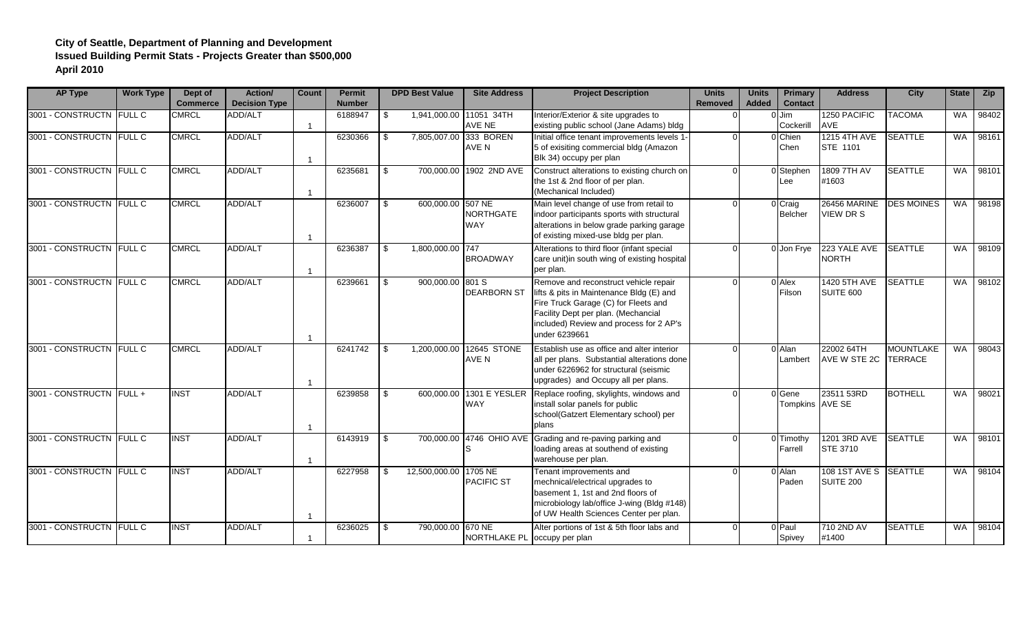**City of Seattle, Department of Planning and Development**
**Issued Building Permit Stats - Projects Greater than $500,000**
**April 2010**

| AP Type | Work Type | Dept of Commerce | Action/ Decision Type | Count | Permit Number | DPD Best Value | Site Address | Project Description | Units Removed | Units Added | Primary Contact | Address | City | State | Zip |
|---|---|---|---|---|---|---|---|---|---|---|---|---|---|---|---|
| 3001 - CONSTRUCTN | FULL C | CMRCL | ADD/ALT | 1 | 6188947 | $ 1,941,000.00 | 11051 34TH AVE NE | Interior/Exterior & site upgrades to existing public school (Jane Adams) bldg | 0 | 0 | Jim Cockerill | 1250 PACIFIC AVE | TACOMA | WA | 98402 |
| 3001 - CONSTRUCTN | FULL C | CMRCL | ADD/ALT | 1 | 6230366 | $ 7,805,007.00 | 333 BOREN AVE N | Initial office tenant improvements levels 1-5 of exisiting commercial bldg (Amazon Blk 34) occupy per plan | 0 | 0 | Chien Chen | 1215 4TH AVE STE 1101 | SEATTLE | WA | 98161 |
| 3001 - CONSTRUCTN | FULL C | CMRCL | ADD/ALT | 1 | 6235681 | $ 700,000.00 | 1902 2ND AVE | Construct alterations to existing church on the 1st & 2nd floor of per plan. (Mechanical Included) | 0 | 0 | Stephen Lee | 1809 7TH AV #1603 | SEATTLE | WA | 98101 |
| 3001 - CONSTRUCTN | FULL C | CMRCL | ADD/ALT | 1 | 6236007 | $ 600,000.00 | 507 NE NORTHGATE WAY | Main level change of use from retail to indoor participants sports with structural alterations in below grade parking garage of existing mixed-use bldg per plan. | 0 | 0 | Craig Belcher | 26456 MARINE VIEW DR S | DES MOINES | WA | 98198 |
| 3001 - CONSTRUCTN | FULL C | CMRCL | ADD/ALT | 1 | 6236387 | $ 1,800,000.00 | 747 BROADWAY | Alterations to third floor (infant special care unit)in south wing of existing hospital per plan. | 0 | 0 | Jon Frye | 223 YALE AVE NORTH | SEATTLE | WA | 98109 |
| 3001 - CONSTRUCTN | FULL C | CMRCL | ADD/ALT | 1 | 6239661 | $ 900,000.00 | 801 S DEARBORN ST | Remove and reconstruct vehicle repair lifts & pits in Maintenance Bldg (E) and Fire Truck Garage (C) for Fleets and Facility Dept per plan. (Mechancial included) Review and process for 2 AP's under 6239661 | 0 | 0 | Alex Filson | 1420 5TH AVE SUITE 600 | SEATTLE | WA | 98102 |
| 3001 - CONSTRUCTN | FULL C | CMRCL | ADD/ALT | 1 | 6241742 | $ 1,200,000.00 | 12645 STONE AVE N | Establish use as office and alter interior all per plans. Substantial alterations done under 6226962 for structural (seismic upgrades) and Occupy all per plans. | 0 | 0 | Alan Lambert | 22002 64TH AVE W STE 2C | MOUNTLAKE TERRACE | WA | 98043 |
| 3001 - CONSTRUCTN | FULL + | INST | ADD/ALT | 1 | 6239858 | $ 600,000.00 | 1301 E YESLER WAY | Replace roofing, skylights, windows and install solar panels for public school(Gatzert Elementary school) per plans | 0 | 0 | Gene Tompkins | 23511 53RD AVE SE | BOTHELL | WA | 98021 |
| 3001 - CONSTRUCTN | FULL C | INST | ADD/ALT | 1 | 6143919 | $ 700,000.00 | 4746 OHIO AVE S | Grading and re-paving parking and loading areas at southend of existing warehouse per plan. | 0 | 0 | Timothy Farrell | 1201 3RD AVE STE 3710 | SEATTLE | WA | 98101 |
| 3001 - CONSTRUCTN | FULL C | INST | ADD/ALT | 1 | 6227958 | $ 12,500,000.00 | 1705 NE PACIFIC ST | Tenant improvements and mechnical/electrical upgrades to basement 1, 1st and 2nd floors of microbiology lab/office J-wing (Bldg #148) of UW Health Sciences Center per plan. | 0 | 0 | Alan Paden | 108 1ST AVE S SUITE 200 | SEATTLE | WA | 98104 |
| 3001 - CONSTRUCTN | FULL C | INST | ADD/ALT | 1 | 6236025 | $ 790,000.00 | 670 NE NORTHLAKE PL | Alter portions of 1st & 5th floor labs and occupy per plan | 0 | 0 | Paul Spivey | 710 2ND AV #1400 | SEATTLE | WA | 98104 |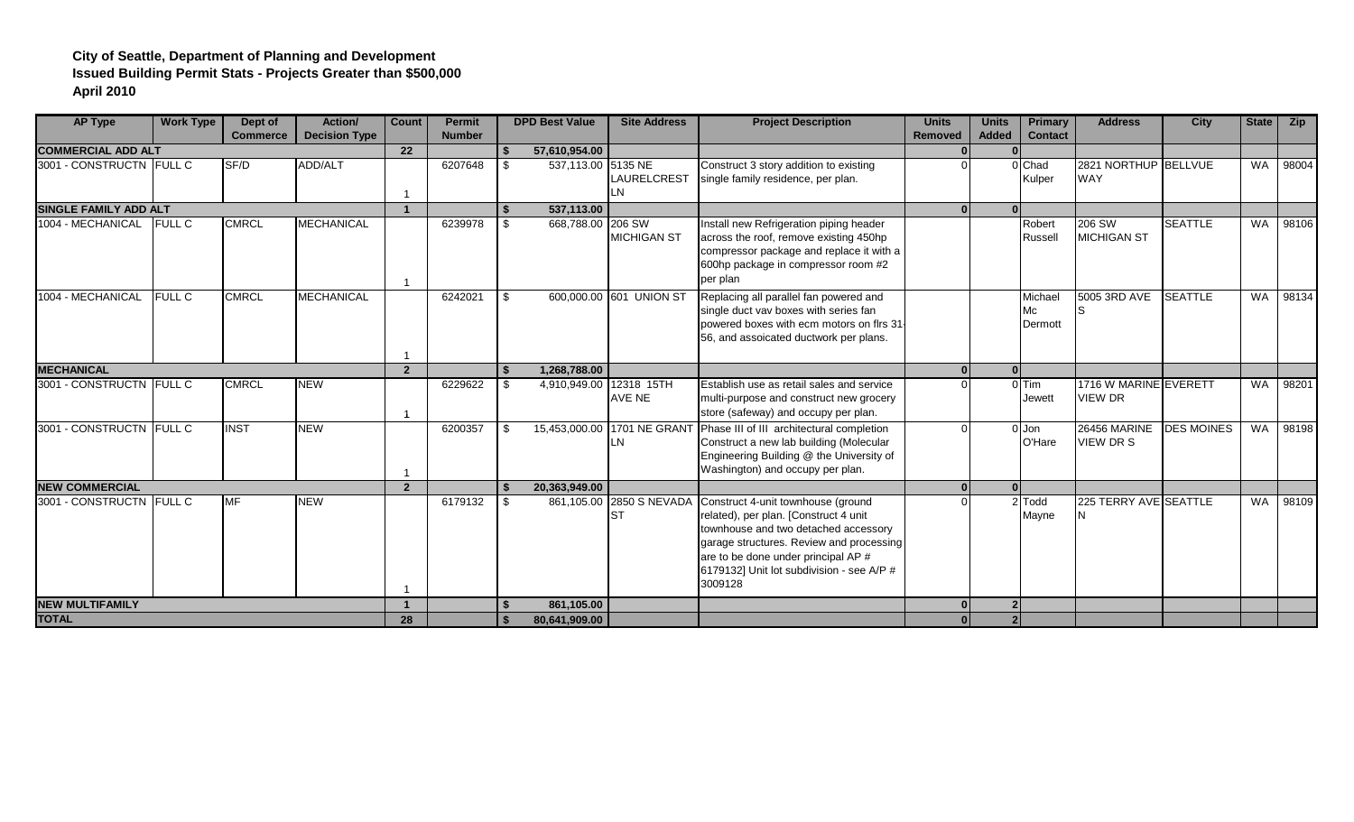**City of Seattle, Department of Planning and Development**
**Issued Building Permit Stats - Projects Greater than $500,000**
**April 2010**

| AP Type | Work Type | Dept of Commerce | Action/ Decision Type | Count | Permit Number | DPD Best Value | Site Address | Project Description | Units Removed | Units Added | Primary Contact | Address | City | State | Zip |
|---|---|---|---|---|---|---|---|---|---|---|---|---|---|---|---|
| **COMMERCIAL ADD ALT** | | | | **22** | | **$ 57,610,954.00** | | | **0** | **0** | | | | | |
| 3001 - CONSTRUCTN | FULL C | SF/D | ADD/ALT | 1 | 6207648 | $ 537,113.00 | 5135 NE LAURELCREST LN | Construct 3 story addition to existing single family residence, per plan. | 0 | 0 | Chad Kulper | 2821 NORTHUP WAY | BELLVUE | WA | 98004 |
| **SINGLE FAMILY ADD ALT** | | | | **1** | | **$ 537,113.00** | | | **0** | **0** | | | | | |
| 1004 - MECHANICAL | FULL C | CMRCL | MECHANICAL | 1 | 6239978 | $ 668,788.00 | 206 SW MICHIGAN ST | Install new Refrigeration piping header across the roof, remove existing 450hp compressor package and replace it with a 600hp package in compressor room #2 per plan | | | Robert Russell | 206 SW MICHIGAN ST | SEATTLE | WA | 98106 |
| 1004 - MECHANICAL | FULL C | CMRCL | MECHANICAL | 1 | 6242021 | $ 600,000.00 | 601 UNION ST | Replacing all parallel fan powered and single duct vav boxes with series fan powered boxes with ecm motors on flrs 31-56, and assoicated ductwork per plans. | | | Michael Mc Dermott | 5005 3RD AVE S | SEATTLE | WA | 98134 |
| **MECHANICAL** | | | | **2** | | **$ 1,268,788.00** | | | **0** | **0** | | | | | |
| 3001 - CONSTRUCTN | FULL C | CMRCL | NEW | 1 | 6229622 | $ 4,910,949.00 | 12318 15TH AVE NE | Establish use as retail sales and service multi-purpose and construct new grocery store (safeway) and occupy per plan. | 0 | 0 | Tim Jewett | 1716 W MARINE VIEW DR | EVERETT | WA | 98201 |
| 3001 - CONSTRUCTN | FULL C | INST | NEW | 1 | 6200357 | $ 15,453,000.00 | 1701 NE GRANT LN | Phase III of III architectural completion Construct a new lab building (Molecular Engineering Building @ the University of Washington) and occupy per plan. | 0 | 0 | Jon O'Hare | 26456 MARINE VIEW DR S | DES MOINES | WA | 98198 |
| **NEW COMMERCIAL** | | | | **2** | | **$ 20,363,949.00** | | | **0** | **0** | | | | | |
| 3001 - CONSTRUCTN | FULL C | MF | NEW | 1 | 6179132 | $ 861,105.00 | 2850 S NEVADA ST | Construct 4-unit townhouse (ground related), per plan. [Construct 4 unit townhouse and two detached accessory garage structures. Review and processing are to be done under principal AP # 6179132] Unit lot subdivision - see A/P # 3009128 | 0 | 2 | Todd Mayne | 225 TERRY AVE N | SEATTLE | WA | 98109 |
| **NEW MULTIFAMILY** | | | | **1** | | **$ 861,105.00** | | | **0** | **2** | | | | | |
| **TOTAL** | | | | **28** | | **$ 80,641,909.00** | | | **0** | **2** | | | | | |